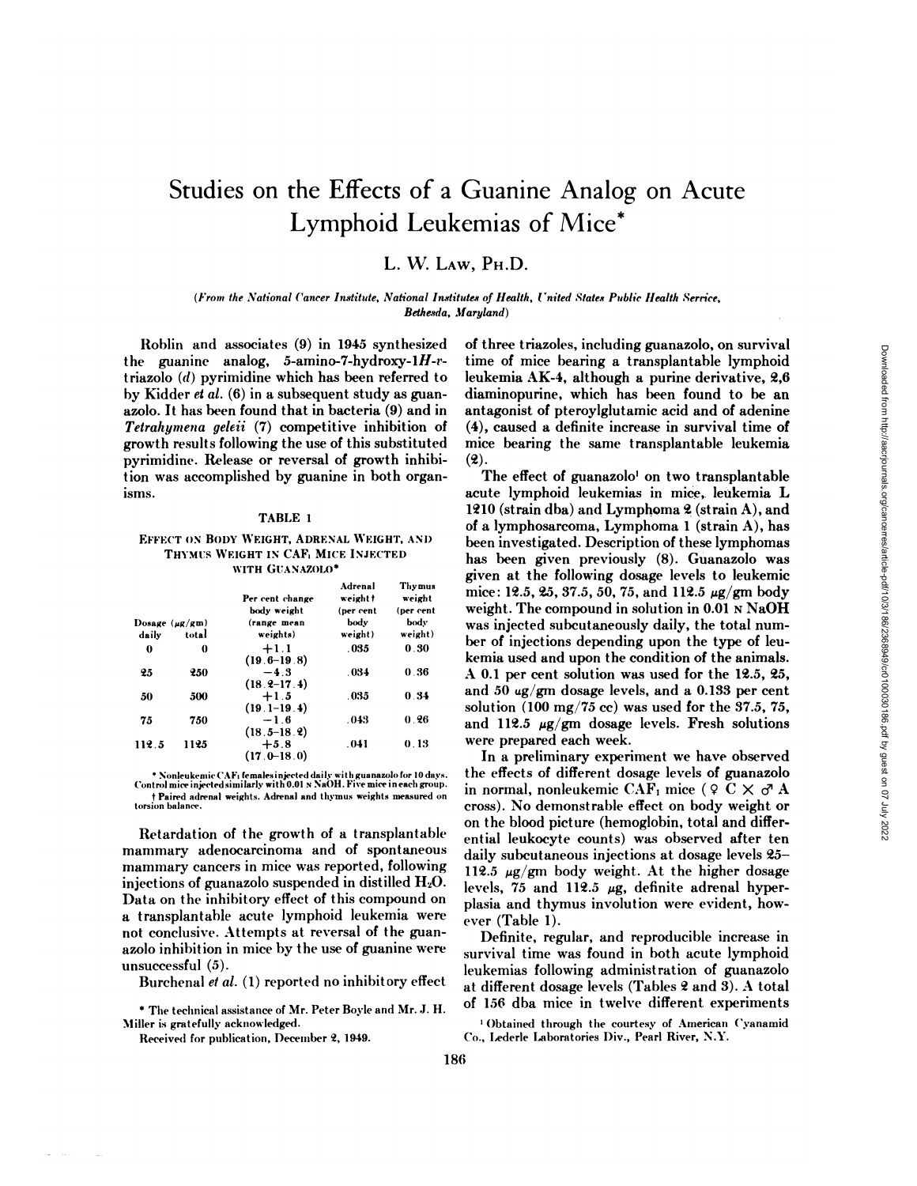# Studies on the Effects of a Guanine Analog on Acute Lymphoid Leukemias of Mice*

L. W. LAW, PH.D.

*(From the National Cancer Institute, National Institutes of Health, United States Public Health Service, Bethesda, Maryland)*

Roblin and associates (9) in 1945 synthesized the guanine analog, 5-amino-7-hydroxy-1*H*-*v*-triazolo (*d*) pyrimidine which has been referred to by Kidder *et al.* (6) in a subsequent study as guanazolo. It has been found that in bacteria (9) and in *Tetrahymena geleii* (7) competitive inhibition of growth results following the use of this substituted pyrimidine. Release or reversal of growth inhibition was accomplished by guanine in both organisms.

**TABLE 1**

**EFFECT ON BODY WEIGHT, ADRENAL WEIGHT, AND THYMUS WEIGHT IN CAF₁ MICE INJECTED WITH GUANAZOLO***

| Dosage (μg/gm) daily | Dosage (μg/gm) total | Per cent change body weight (range mean weights) | Adrenal weight† (per cent body weight) | Thymus weight (per cent body weight) |
|---|---|---|---|---|
| 0 | 0 | +1.1 (19.6–19.8) | .035 | 0.30 |
| 25 | 250 | −4.3 (18.2–17.4) | .034 | 0.36 |
| 50 | 500 | +1.5 (19.1–19.4) | .035 | 0.34 |
| 75 | 750 | −1.6 (18.5–18.2) | .043 | 0.26 |
| 112.5 | 1125 | +5.8 (17.0–18.0) | .041 | 0.13 |

\* Nonleukemic CAF₁ females injected daily with guanazolo for 10 days. Control mice injected similarly with 0.01 N NaOH. Five mice in each group.

† Paired adrenal weights. Adrenal and thymus weights measured on torsion balance.

Retardation of the growth of a transplantable mammary adenocarcinoma and of spontaneous mammary cancers in mice was reported, following injections of guanazolo suspended in distilled $H_2O$. Data on the inhibitory effect of this compound on a transplantable acute lymphoid leukemia were not conclusive. Attempts at reversal of the guanazolo inhibition in mice by the use of guanine were unsuccessful (5).

Burchenal *et al.* (1) reported no inhibitory effect of three triazoles, including guanazolo, on survival time of mice bearing a transplantable lymphoid leukemia AK-4, although a purine derivative, 2,6 diaminopurine, which has been found to be an antagonist of pteroylglutamic acid and of adenine (4), caused a definite increase in survival time of mice bearing the same transplantable leukemia (2).

The effect of guanazolo[1] on two transplantable acute lymphoid leukemias in mice, leukemia L 1210 (strain dba) and Lymphoma 2 (strain A), and of a lymphosarcoma, Lymphoma 1 (strain A), has been investigated. Description of these lymphomas has been given previously (8). Guanazolo was given at the following dosage levels to leukemic mice: 12.5, 25, 37.5, 50, 75, and 112.5 μg/gm body weight. The compound in solution in 0.01 N NaOH was injected subcutaneously daily, the total number of injections depending upon the type of leukemia used and upon the condition of the animals. A 0.1 per cent solution was used for the 12.5, 25, and 50 μg/gm dosage levels, and a 0.133 per cent solution (100 mg/75 cc) was used for the 37.5, 75, and 112.5 μg/gm dosage levels. Fresh solutions were prepared each week.

In a preliminary experiment we have observed the effects of different dosage levels of guanazolo in normal, nonleukemic CAF₁ mice (♀ C × ♂ A cross). No demonstrable effect on body weight or on the blood picture (hemoglobin, total and differential leukocyte counts) was observed after ten daily subcutaneous injections at dosage levels 25–112.5 μg/gm body weight. At the higher dosage levels, 75 and 112.5 μg, definite adrenal hyperplasia and thymus involution were evident, however (Table 1).

Definite, regular, and reproducible increase in survival time was found in both acute lymphoid leukemias following administration of guanazolo at different dosage levels (Tables 2 and 3). A total of 156 dba mice in twelve different experiments

\* The technical assistance of Mr. Peter Boyle and Mr. J. H. Miller is gratefully acknowledged.

Received for publication, December 2, 1949.

[1] Obtained through the courtesy of American Cyanamid Co., Lederle Laboratories Div., Pearl River, N.Y.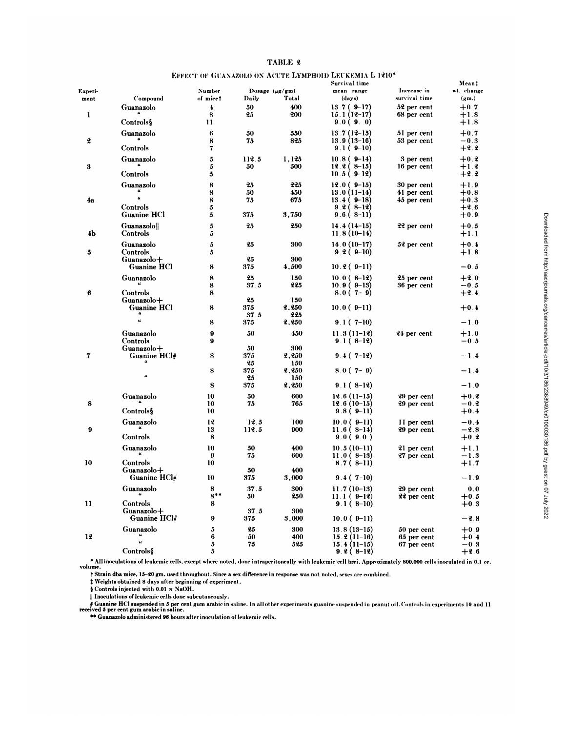TABLE 2

EFFECT OF GUANAZOLO ON ACUTE LYMPHOID LEUKEMIA L 1210*

| Experiment | Compound | Number of mice† | Dosage (μg/gm) Daily | Dosage (μg/gm) Total | Survival time mean range (days) | Increase in survival time | Mean‡ wt. change (gm.) |
|---|---|---|---|---|---|---|---|
| 1 | Guanazolo | 4 | 50 | 400 | 13.7 (9–17) | 52 per cent | +0.7 |
| | " | 8 | 25 | 200 | 15.1 (12–17) | 68 per cent | +1.8 |
| | Controls§ | 11 | | | 9.0 (9. 0) | | +1.8 |
| 2 | Guanazolo | 6 | 50 | 550 | 13.7 (12–15) | 51 per cent | +0.7 |
| | " | 8 | 75 | 825 | 13.9 (13–16) | 53 per cent | −0.3 |
| | Controls | 7 | | | 9.1 (9–10) | | +2.2 |
| 3 | Guanazolo | 5 | 112.5 | 1,125 | 10.8 (9–14) | 3 per cent | +0.2 |
| | " | 5 | 50 | 500 | 12.2 (8–15) | 16 per cent | +1.2 |
| | Controls | 5 | | | 10.5 (9–12) | | +2.2 |
| 4a | Guanazolo | 8 | 25 | 225 | 12.0 (9–15) | 30 per cent | +1.9 |
| | " | 8 | 50 | 450 | 13.0 (11–14) | 41 per cent | +0.8 |
| | " | 8 | 75 | 675 | 13.4 (9–18) | 45 per cent | +0.3 |
| | Controls | 5 | | | 9.2 (8–12) | | +2.6 |
| | Guanine HCl | 5 | 375 | 3,750 | 9.6 (8–11) | | +0.9 |
| 4b | Guanazolo‖ | 5 | 25 | 250 | 14.4 (14–15) | 22 per cent | +0.5 |
| | Controls | 5 | | | 11.8 (10–14) | | +1.1 |
| 5 | Guanazolo | 5 | 25 | 300 | 14.0 (10–17) | 52 per cent | +0.4 |
| | Controls | 5 | | | 9.2 (9–10) | | +1.8 |
| | Guanazolo+ | | 25 | 300 | | | |
| | Guanine HCl | 8 | 375 | 4,500 | 10.2 (9–11) | | −0.5 |
| 6 | Guanazolo | 8 | 25 | 150 | 10.0 (8–12) | 25 per cent | +2.0 |
| | " | 8 | 37.5 | 225 | 10.9 (9–13) | 36 per cent | −0.5 |
| | Controls | 8 | | | 8.0 (7–9) | | +2.4 |
| | Guanazolo+ | | 25 | 150 | | | |
| | Guanine HCl | 8 | 375 | 2,250 | 10.0 (9–11) | | +0.4 |
| | " | | 37.5 | 225 | | | |
| | " | 8 | 375 | 2,250 | 9.1 (7–10) | | −1.0 |
| 7 | Guanazolo | 9 | 50 | 450 | 11.3 (11–12) | 24 per cent | +1.0 |
| | Controls | 9 | | | 9.1 (8–12) | | −0.5 |
| | Guanazolo+ | | 50 | 300 | | | |
| | Guanine HCl# | 8 | 375 | 2,250 | 9.4 (7–12) | | −1.4 |
| | " | | 25 | 150 | | | |
| | | 8 | 375 | 2,250 | 8.0 (7–9) | | −1.4 |
| | " | | 25 | 150 | | | |
| | | 8 | 375 | 2,250 | 9.1 (8–12) | | −1.0 |
| 8 | Guanazolo | 10 | 50 | 600 | 12.6 (11–15) | 29 per cent | +0.2 |
| | " | 10 | 75 | 765 | 12.6 (10–15) | 29 per cent | −0.2 |
| | Controls§ | 10 | | | 9.8 (9–11) | | +0.4 |
| 9 | Guanazolo | 12 | 12.5 | 100 | 10.0 (9–11) | 11 per cent | −0.4 |
| | " | 13 | 112.5 | 900 | 11.6 (8–14) | 29 per cent | −2.8 |
| | Controls | 8 | | | 9.0 (9.0) | | +0.2 |
| 10 | Guanazolo | 10 | 50 | 400 | 10.5 (10–11) | 21 per cent | +1.1 |
| | " | 9 | 75 | 600 | 11.0 (8–13) | 27 per cent | −1.3 |
| | Controls | 10 | | | 8.7 (8–11) | | +1.7 |
| | Guanazolo+ | | 50 | 400 | | | |
| | Guanine HCl# | 10 | 375 | 3,000 | 9.4 (7–10) | | −1.9 |
| 11 | Guanazolo | 8 | 37.5 | 300 | 11.7 (10–13) | 29 per cent | 0.0 |
| | " | 8** | 50 | 250 | 11.1 (9–12) | 22 per cent | +0.5 |
| | Controls | 8 | | | 9.1 (8–10) | | +0.3 |
| | Guanazolo+ | | 37.5 | 300 | | | |
| | Guanine HCl# | 9 | 375 | 3,000 | 10.0 (9–11) | | −2.8 |
| 12 | Guanazolo | 5 | 25 | 300 | 13.8 (13–15) | 50 per cent | +0.9 |
| | " | 6 | 50 | 400 | 15.2 (11–16) | 65 per cent | +0.4 |
| | " | 5 | 75 | 525 | 15.4 (11–15) | 67 per cent | −0.3 |
| | Controls§ | 5 | | | 9.2 (8–12) | | +2.6 |

\* All inoculations of leukemic cells, except where noted, done intraperitoneally with leukemic cell brei. Approximately 800,000 cells inoculated in 0.1 cc. volume.

† Strain dba mice, 15–20 gm. used throughout. Since a sex difference in response was not noted, sexes are combined.

‡ Weights obtained 8 days after beginning of experiment.

§ Controls injected with 0.01 N NaOH.

‖ Inoculations of leukemic cells done subcutaneously.

\# Guanine HCl suspended in 5 per cent gum arabic in saline. In all other experiments guanine suspended in peanut oil. Controls in experiments 10 and 11 received 5 per cent gum arabic in saline.

\*\* Guanazolo administered 96 hours after inoculation of leukemic cells.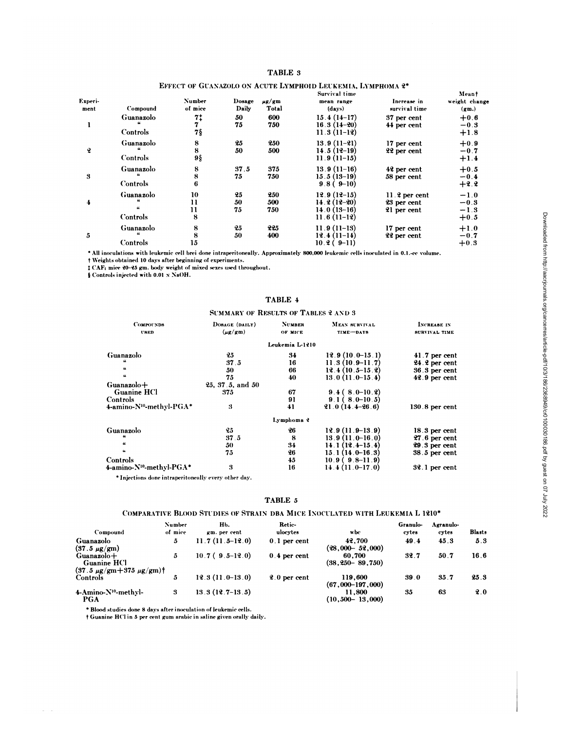## TABLE 3

### Effect of Guanazolo on Acute Lymphoid Leukemia, Lymphoma 2*

| Experiment | Compound | Number of mice | Dosage Daily | μg/gm Total | Survival time mean range (days) | Increase in survival time | Mean† weight change (gm.) |
|---|---|---|---|---|---|---|---|
| 1 | Guanazolo | 7‡ | 50 | 600 | 15.4 (14–17) | 37 per cent | +0.6 |
| | " | 7 | 75 | 750 | 16.3 (14–20) | 44 per cent | −0.3 |
| | Controls | 7§ | | | 11.3 (11–12) | | +1.8 |
| 2 | Guanazolo | 8 | 25 | 250 | 13.9 (11–21) | 17 per cent | +0.9 |
| | " | 8 | 50 | 500 | 14.5 (12–19) | 22 per cent | −0.7 |
| | Controls | 9§ | | | 11.9 (11–15) | | +1.4 |
| 3 | Guanazolo | 8 | 37.5 | 375 | 13.9 (11–16) | 42 per cent | +0.5 |
| | " | 8 | 75 | 750 | 15.5 (13–19) | 58 per cent | −0.4 |
| | Controls | 6 | | | 9.8 (9–10) | | +2.2 |
| 4 | Guanazolo | 10 | 25 | 250 | 12.9 (12–15) | 11.2 per cent | −1.0 |
| | " | 11 | 50 | 500 | 14.2 (12–20) | 23 per cent | −0.3 |
| | " | 11 | 75 | 750 | 14.0 (13–16) | 21 per cent | −1.3 |
| | Controls | 8 | | | 11.6 (11–12) | | +0.5 |
| 5 | Guanazolo | 8 | 25 | 225 | 11.9 (11–13) | 17 per cent | +1.0 |
| | " | 8 | 50 | 400 | 12.4 (11–14) | 22 per cent | −0.7 |
| | Controls | 15 | | | 10.2 (9–11) | | +0.3 |

\* All inoculations with leukemic cell brei done intraperitoneally. Approximately 800,000 leukemic cells inoculated in 0.1.-cc volume.
† Weights obtained 10 days after beginning of experiments.
‡ $CAF_1$ mice 20–25 gm. body weight of mixed sexes used throughout.
§ Controls injected with 0.01 N NaOH.

## TABLE 4

### Summary of Results of Tables 2 and 3

| Compounds used | Dosage (daily) (μg/gm) | Number of mice | Mean survival time—days | Increase in survival time |
|---|---|---|---|---|
| **Leukemia L-1210** | | | | |
| Guanazolo | 25 | 34 | 12.9 (10.0–15.1) | 41.7 per cent |
| " | 37.5 | 16 | 11.3 (10.9–11.7) | 24.2 per cent |
| " | 50 | 66 | 12.4 (10.5–15.2) | 36.3 per cent |
| " | 75 | 40 | 13.0 (11.0–15.4) | 42.9 per cent |
| Guanazolo+ Guanine HCl | 25, 37.5, and 50 375 | 67 | 9.4 (8.0–10.2) | |
| Controls | | 91 | 9.1 (8.0–10.5) | |
| 4-amino-$N^{10}$-methyl-PGA* | 3 | 41 | 21.0 (14.4–26.6) | 130.8 per cent |
| **Lymphoma 2** | | | | |
| Guanazolo | 25 | 26 | 12.9 (11.9–13.9) | 18.3 per cent |
| " | 37.5 | 8 | 13.9 (11.0–16.0) | 27.6 per cent |
| " | 50 | 34 | 14.1 (12.4–15.4) | 29.3 per cent |
| " | 75 | 26 | 15.1 (14.0–16.3) | 38.5 per cent |
| Controls | | 45 | 10.9 (9.8–11.9) | |
| 4-amino-$N^{10}$-methyl-PGA* | 3 | 16 | 14.4 (11.0–17.0) | 32.1 per cent |

\* Injections done intraperitoneally every other day.

## TABLE 5

### Comparative Blood Studies of Strain DBA Mice Inoculated with Leukemia L 1210*

| Compound | Number of mice | Hb. gm. per cent | Reticulocytes | wbc | Granulocytes | Agranulocytes | Blasts |
|---|---|---|---|---|---|---|---|
| Guanazolo (37.5 μg/gm) | 5 | 11.7 (11.5–12.0) | 0.1 per cent | 42,700 (28,000– 52,000) | 49.4 | 45.3 | 5.3 |
| Guanazolo+ Guanine HCl (37.5 μg/gm+375 μg/gm)† | 5 | 10.7 (9.5–12.0) | 0.4 per cent | 60,700 (38,250– 89,750) | 32.7 | 50.7 | 16.6 |
| Controls | 5 | 12.3 (11.0–13.0) | 2.0 per cent | 119,600 (67,000–197,000) | 39.0 | 35.7 | 25.3 |
| 4-Amino-$N^{10}$-methyl-PGA | 3 | 13.3 (12.7–13.5) | | 11,800 (10,500– 13,000) | 35 | 63 | 2.0 |

\* Blood studies done 8 days after inoculation of leukemic cells.
† Guanine HCl in 5 per cent gum arabic in saline given orally daily.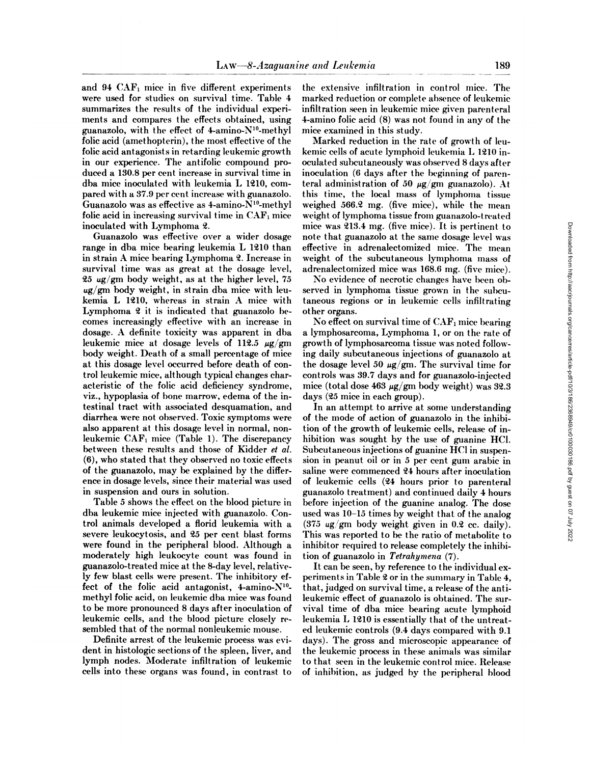and 94 $CAF_1$ mice in five different experiments were used for studies on survival time. Table 4 summarizes the results of the individual experiments and compares the effects obtained, using guanazolo, with the effect of 4-amino-$N^{10}$-methyl folic acid (amethopterin), the most effective of the folic acid antagonists in retarding leukemic growth in our experience. The antifolic compound produced a 130.8 per cent increase in survival time in dba mice inoculated with leukemia L 1210, compared with a 37.9 per cent increase with guanazolo. Guanazolo was as effective as 4-amino-$N^{10}$-methyl folic acid in increasing survival time in $CAF_1$ mice inoculated with Lymphoma 2.

Guanazolo was effective over a wider dosage range in dba mice bearing leukemia L 1210 than in strain A mice bearing Lymphoma 2. Increase in survival time was as great at the dosage level, 25 $\mu$g/gm body weight, as at the higher level, 75 $\mu$g/gm body weight, in strain dba mice with leukemia L 1210, whereas in strain A mice with Lymphoma 2 it is indicated that guanazolo becomes increasingly effective with an increase in dosage. A definite toxicity was apparent in dba leukemic mice at dosage levels of 112.5 $\mu$g/gm body weight. Death of a small percentage of mice at this dosage level occurred before death of control leukemic mice, although typical changes characteristic of the folic acid deficiency syndrome, viz., hypoplasia of bone marrow, edema of the intestinal tract with associated desquamation, and diarrhea were not observed. Toxic symptoms were also apparent at this dosage level in normal, nonleukemic $CAF_1$ mice (Table 1). The discrepancy between these results and those of Kidder *et al.* (6), who stated that they observed no toxic effects of the guanazolo, may be explained by the difference in dosage levels, since their material was used in suspension and ours in solution.

Table 5 shows the effect on the blood picture in dba leukemic mice injected with guanazolo. Control animals developed a florid leukemia with a severe leukocytosis, and 25 per cent blast forms were found in the peripheral blood. Although a moderately high leukocyte count was found in guanazolo-treated mice at the 8-day level, relatively few blast cells were present. The inhibitory effect of the folic acid antagonist, 4-amino-$N^{10}$-methyl folic acid, on leukemic dba mice was found to be more pronounced 8 days after inoculation of leukemic cells, and the blood picture closely resembled that of the normal nonleukemic mouse.

Definite arrest of the leukemic process was evident in histologic sections of the spleen, liver, and lymph nodes. Moderate infiltration of leukemic cells into these organs was found, in contrast to the extensive infiltration in control mice. The marked reduction or complete absence of leukemic infiltration seen in leukemic mice given parenteral 4-amino folic acid (8) was not found in any of the mice examined in this study.

Marked reduction in the rate of growth of leukemic cells of acute lymphoid leukemia L 1210 inoculated subcutaneously was observed 8 days after inoculation (6 days after the beginning of parenteral administration of 50 $\mu$g/gm guanazolo). At this time, the local mass of lymphoma tissue weighed 566.2 mg. (five mice), while the mean weight of lymphoma tissue from guanazolo-treated mice was 213.4 mg. (five mice). It is pertinent to note that guanazolo at the same dosage level was effective in adrenalectomized mice. The mean weight of the subcutaneous lymphoma mass of adrenalectomized mice was 168.6 mg. (five mice).

No evidence of necrotic changes have been observed in lymphoma tissue grown in the subcutaneous regions or in leukemic cells infiltrating other organs.

No effect on survival time of $CAF_1$ mice bearing a lymphosarcoma, Lymphoma 1, or on the rate of growth of lymphosarcoma tissue was noted following daily subcutaneous injections of guanazolo at the dosage level 50 $\mu$g/gm. The survival time for controls was 39.7 days and for guanazolo-injected mice (total dose 463 $\mu$g/gm body weight) was 32.3 days (25 mice in each group).

In an attempt to arrive at some understanding of the mode of action of guanazolo in the inhibition of the growth of leukemic cells, release of inhibition was sought by the use of guanine HCl. Subcutaneous injections of guanine HCl in suspension in peanut oil or in 5 per cent gum arabic in saline were commenced 24 hours after inoculation of leukemic cells (24 hours prior to parenteral guanazolo treatment) and continued daily 4 hours before injection of the guanine analog. The dose used was 10–15 times by weight that of the analog (375 $\mu$g/gm body weight given in 0.2 cc. daily). This was reported to be the ratio of metabolite to inhibitor required to release completely the inhibition of guanazolo in *Tetrahymena* (7).

It can be seen, by reference to the individual experiments in Table 2 or in the summary in Table 4, that, judged on survival time, a release of the antileukemic effect of guanazolo is obtained. The survival time of dba mice bearing acute lymphoid leukemia L 1210 is essentially that of the untreated leukemic controls (9.4 days compared with 9.1 days). The gross and microscopic appearance of the leukemic process in these animals was similar to that seen in the leukemic control mice. Release of inhibition, as judged by the peripheral blood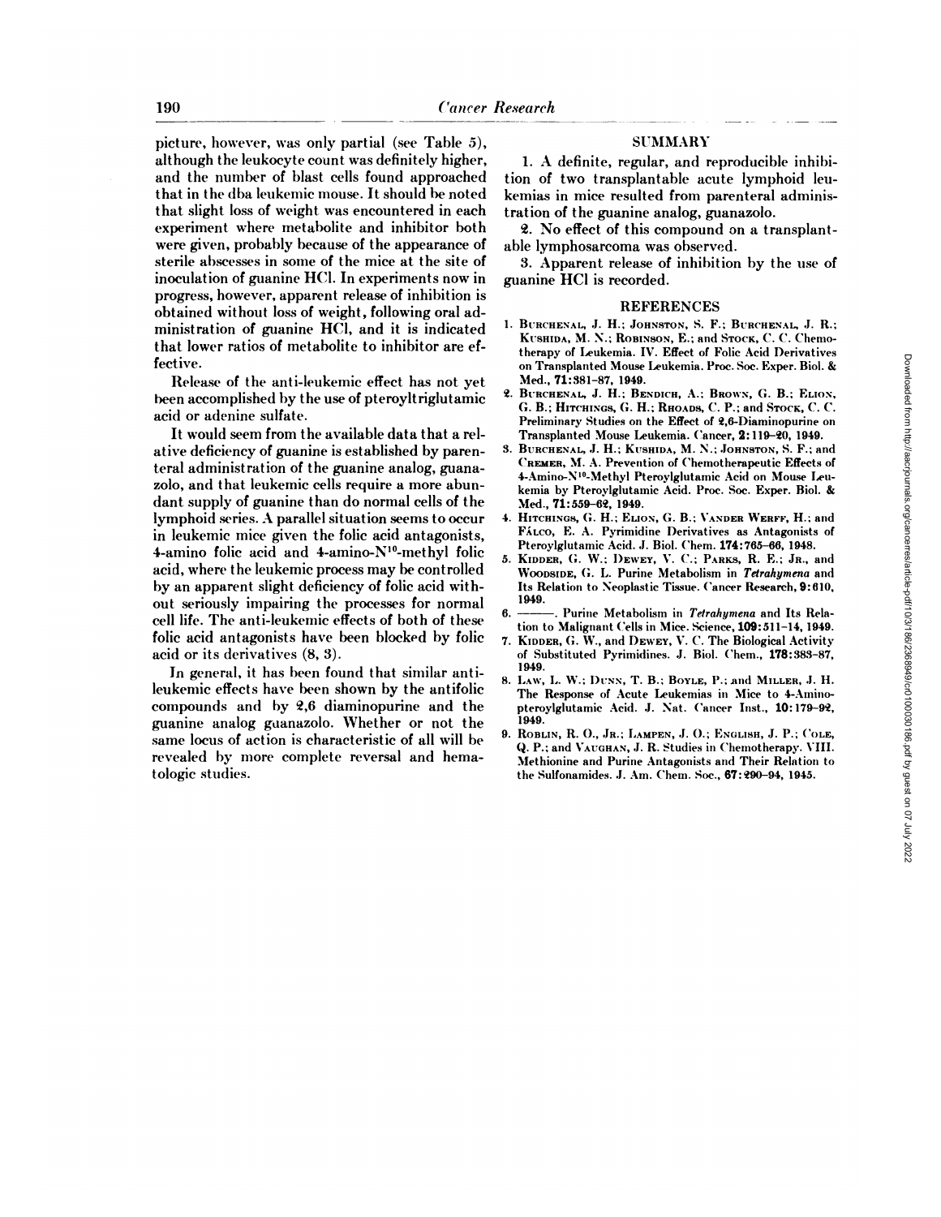picture, however, was only partial (see Table 5), although the leukocyte count was definitely higher, and the number of blast cells found approached that in the dba leukemic mouse. It should be noted that slight loss of weight was encountered in each experiment where metabolite and inhibitor both were given, probably because of the appearance of sterile abscesses in some of the mice at the site of inoculation of guanine HCl. In experiments now in progress, however, apparent release of inhibition is obtained without loss of weight, following oral administration of guanine HCl, and it is indicated that lower ratios of metabolite to inhibitor are effective.

Release of the anti-leukemic effect has not yet been accomplished by the use of pteroyltriglutamic acid or adenine sulfate.

It would seem from the available data that a relative deficiency of guanine is established by parenteral administration of the guanine analog, guanazolo, and that leukemic cells require a more abundant supply of guanine than do normal cells of the lymphoid series. A parallel situation seems to occur in leukemic mice given the folic acid antagonists, 4-amino folic acid and 4-amino-$N^{10}$-methyl folic acid, where the leukemic process may be controlled by an apparent slight deficiency of folic acid without seriously impairing the processes for normal cell life. The anti-leukemic effects of both of these folic acid antagonists have been blocked by folic acid or its derivatives (8, 3).

In general, it has been found that similar anti-leukemic effects have been shown by the antifolic compounds and by 2,6 diaminopurine and the guanine analog guanazolo. Whether or not the same locus of action is characteristic of all will be revealed by more complete reversal and hematologic studies.

## SUMMARY

1. A definite, regular, and reproducible inhibition of two transplantable acute lymphoid leukemias in mice resulted from parenteral administration of the guanine analog, guanazolo.

2. No effect of this compound on a transplantable lymphosarcoma was observed.

3. Apparent release of inhibition by the use of guanine HCl is recorded.

## REFERENCES

1. Burchenal, J. H.; Johnston, S. F.; Burchenal, J. R.; Kushida, M. N.; Robinson, E.; and Stock, C. C. Chemotherapy of Leukemia. IV. Effect of Folic Acid Derivatives on Transplanted Mouse Leukemia. Proc. Soc. Exper. Biol. & Med., **71**:381–87, 1949.
2. Burchenal, J. H.; Bendich, A.; Brown, G. B.; Elion, G. B.; Hitchings, G. H.; Rhoads, C. P.; and Stock, C. C. Preliminary Studies on the Effect of 2,6-Diaminopurine on Transplanted Mouse Leukemia. Cancer, **2**:119–20, 1949.
3. Burchenal, J. H.; Kushida, M. N.; Johnston, S. F.; and Cremer, M. A. Prevention of Chemotherapeutic Effects of 4-Amino-$N^{10}$-Methyl Pteroylglutamic Acid on Mouse Leukemia by Pteroylglutamic Acid. Proc. Soc. Exper. Biol. & Med., **71**:559–62, 1949.
4. Hitchings, G. H.; Elion, G. B.; Vander Werff, H.; and Fálco, E. A. Pyrimidine Derivatives as Antagonists of Pteroylglutamic Acid. J. Biol. Chem. **174**:765–66, 1948.
5. Kidder, G. W.; Dewey, V. C.; Parks, R. E.; Jr., and Woodside, G. L. Purine Metabolism in *Tetrahymena* and Its Relation to Neoplastic Tissue. Cancer Research, **9**:610, 1949.
6. ———. Purine Metabolism in *Tetrahymena* and Its Relation to Malignant Cells in Mice. Science, **109**:511–14, 1949.
7. Kidder, G. W., and Dewey, V. C. The Biological Activity of Substituted Pyrimidines. J. Biol. Chem., **178**:383–87, 1949.
8. Law, L. W.; Dunn, T. B.; Boyle, P.; and Miller, J. H. The Response of Acute Leukemias in Mice to 4-Aminopteroylglutamic Acid. J. Nat. Cancer Inst., **10**:179–92, 1949.
9. Roblin, R. O., Jr.; Lampen, J. O.; English, J. P.; Cole, Q. P.; and Vaughan, J. R. Studies in Chemotherapy. VIII. Methionine and Purine Antagonists and Their Relation to the Sulfonamides. J. Am. Chem. Soc., **67**:290–94, 1945.